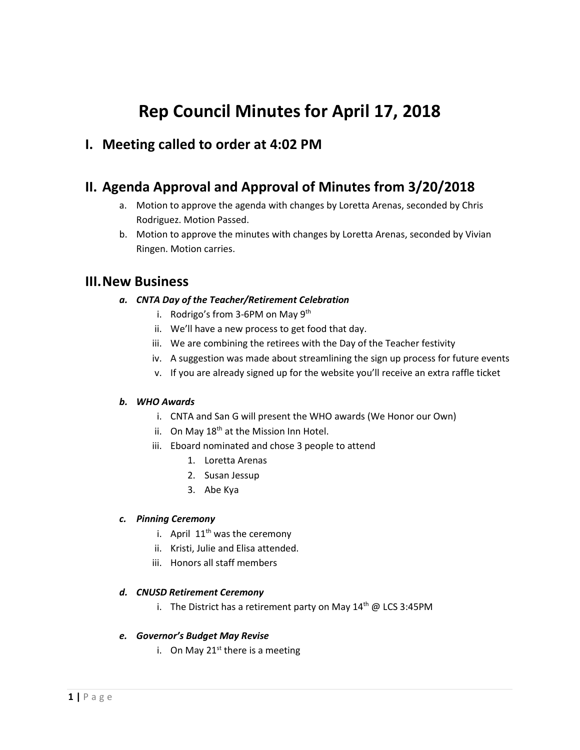# Rep Council Minutes for April 17, 2018

## I. Meeting called to order at 4:02 PM

## II. Agenda Approval and Approval of Minutes from 3/20/2018

a. Motion to approve the agenda with changes by Loretta Arenas, seconded by Chris Rodriguez. Motion Passed.
b. Motion to approve the minutes with changes by Loretta Arenas, seconded by Vivian Ringen. Motion carries.

## III. New Business

### *a. CNTA Day of the Teacher/Retirement Celebration*

i. Rodrigo's from 3-6PM on May 9th
ii. We'll have a new process to get food that day.
iii. We are combining the retirees with the Day of the Teacher festivity
iv. A suggestion was made about streamlining the sign up process for future events
v. If you are already signed up for the website you'll receive an extra raffle ticket

### *b. WHO Awards*

i. CNTA and San G will present the WHO awards (We Honor our Own)
ii. On May 18th at the Mission Inn Hotel.
iii. Eboard nominated and chose 3 people to attend
   1. Loretta Arenas
   2. Susan Jessup
   3. Abe Kya

### *c. Pinning Ceremony*

i. April 11th was the ceremony
ii. Kristi, Julie and Elisa attended.
iii. Honors all staff members

### *d. CNUSD Retirement Ceremony*

i. The District has a retirement party on May 14th @ LCS 3:45PM

### *e. Governor's Budget May Revise*

i. On May 21st there is a meeting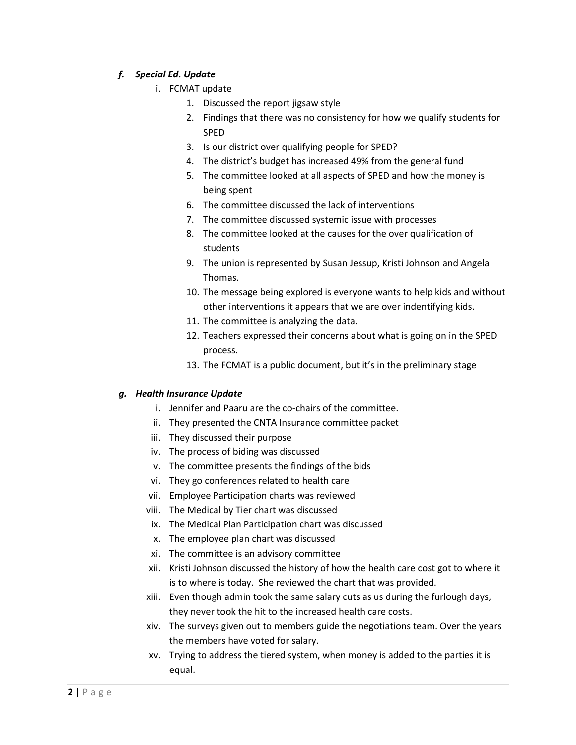*f. **Special Ed. Update***

i. FCMAT update
   1. Discussed the report jigsaw style
   2. Findings that there was no consistency for how we qualify students for SPED
   3. Is our district over qualifying people for SPED?
   4. The district's budget has increased 49% from the general fund
   5. The committee looked at all aspects of SPED and how the money is being spent
   6. The committee discussed the lack of interventions
   7. The committee discussed systemic issue with processes
   8. The committee looked at the causes for the over qualification of students
   9. The union is represented by Susan Jessup, Kristi Johnson and Angela Thomas.
   10. The message being explored is everyone wants to help kids and without other interventions it appears that we are over indentifying kids.
   11. The committee is analyzing the data.
   12. Teachers expressed their concerns about what is going on in the SPED process.
   13. The FCMAT is a public document, but it's in the preliminary stage

*g. **Health Insurance Update***

i. Jennifer and Paaru are the co-chairs of the committee.
ii. They presented the CNTA Insurance committee packet
iii. They discussed their purpose
iv. The process of biding was discussed
v. The committee presents the findings of the bids
vi. They go conferences related to health care
vii. Employee Participation charts was reviewed
viii. The Medical by Tier chart was discussed
ix. The Medical Plan Participation chart was discussed
x. The employee plan chart was discussed
xi. The committee is an advisory committee
xii. Kristi Johnson discussed the history of how the health care cost got to where it is to where is today. She reviewed the chart that was provided.
xiii. Even though admin took the same salary cuts as us during the furlough days, they never took the hit to the increased health care costs.
xiv. The surveys given out to members guide the negotiations team. Over the years the members have voted for salary.
xv. Trying to address the tiered system, when money is added to the parties it is equal.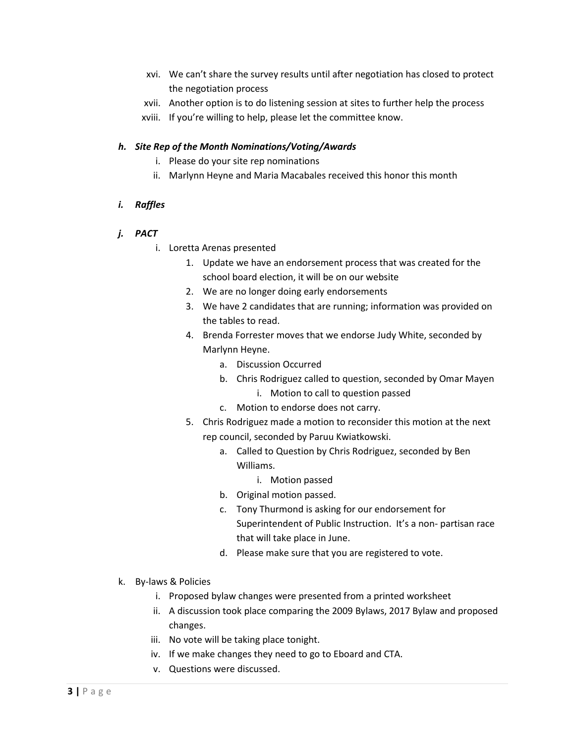xvi. We can't share the survey results until after negotiation has closed to protect the negotiation process

xvii. Another option is to do listening session at sites to further help the process

xviii. If you're willing to help, please let the committee know.

***h. Site Rep of the Month Nominations/Voting/Awards***

i. Please do your site rep nominations

ii. Marlynn Heyne and Maria Macabales received this honor this month

***i. Raffles***

***j. PACT***

i. Loretta Arenas presented

1. Update we have an endorsement process that was created for the school board election, it will be on our website
2. We are no longer doing early endorsements
3. We have 2 candidates that are running; information was provided on the tables to read.
4. Brenda Forrester moves that we endorse Judy White, seconded by Marlynn Heyne.
   a. Discussion Occurred
   b. Chris Rodriguez called to question, seconded by Omar Mayen
      i. Motion to call to question passed
   c. Motion to endorse does not carry.
5. Chris Rodriguez made a motion to reconsider this motion at the next rep council, seconded by Paruu Kwiatkowski.
   a. Called to Question by Chris Rodriguez, seconded by Ben Williams.
      i. Motion passed
   b. Original motion passed.
   c. Tony Thurmond is asking for our endorsement for Superintendent of Public Instruction. It's a non- partisan race that will take place in June.
   d. Please make sure that you are registered to vote.

k. By-laws & Policies

i. Proposed bylaw changes were presented from a printed worksheet

ii. A discussion took place comparing the 2009 Bylaws, 2017 Bylaw and proposed changes.

iii. No vote will be taking place tonight.

iv. If we make changes they need to go to Eboard and CTA.

v. Questions were discussed.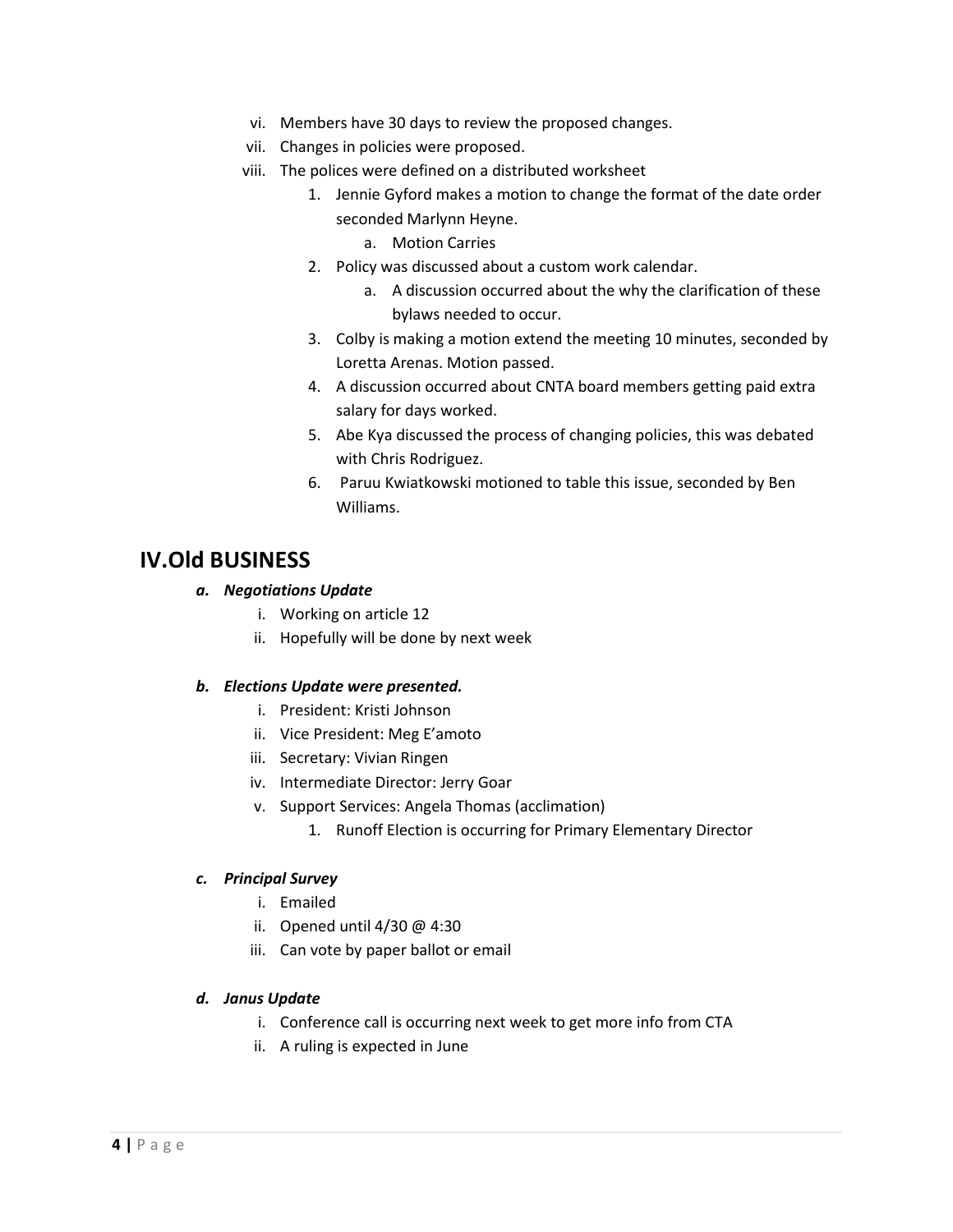vi. Members have 30 days to review the proposed changes.

vii. Changes in policies were proposed.

viii. The polices were defined on a distributed worksheet

1. Jennie Gyford makes a motion to change the format of the date order seconded Marlynn Heyne.
    a. Motion Carries
2. Policy was discussed about a custom work calendar.
    a. A discussion occurred about the why the clarification of these bylaws needed to occur.
3. Colby is making a motion extend the meeting 10 minutes, seconded by Loretta Arenas. Motion passed.
4. A discussion occurred about CNTA board members getting paid extra salary for days worked.
5. Abe Kya discussed the process of changing policies, this was debated with Chris Rodriguez.
6. Paruu Kwiatkowski motioned to table this issue, seconded by Ben Williams.

## IV. Old BUSINESS

### *a. Negotiations Update*

i. Working on article 12

ii. Hopefully will be done by next week

### *b. Elections Update were presented.*

i. President: Kristi Johnson

ii. Vice President: Meg E'amoto

iii. Secretary: Vivian Ringen

iv. Intermediate Director: Jerry Goar

v. Support Services: Angela Thomas (acclimation)

1. Runoff Election is occurring for Primary Elementary Director

### *c. Principal Survey*

i. Emailed

ii. Opened until 4/30 @ 4:30

iii. Can vote by paper ballot or email

### *d. Janus Update*

i. Conference call is occurring next week to get more info from CTA

ii. A ruling is expected in June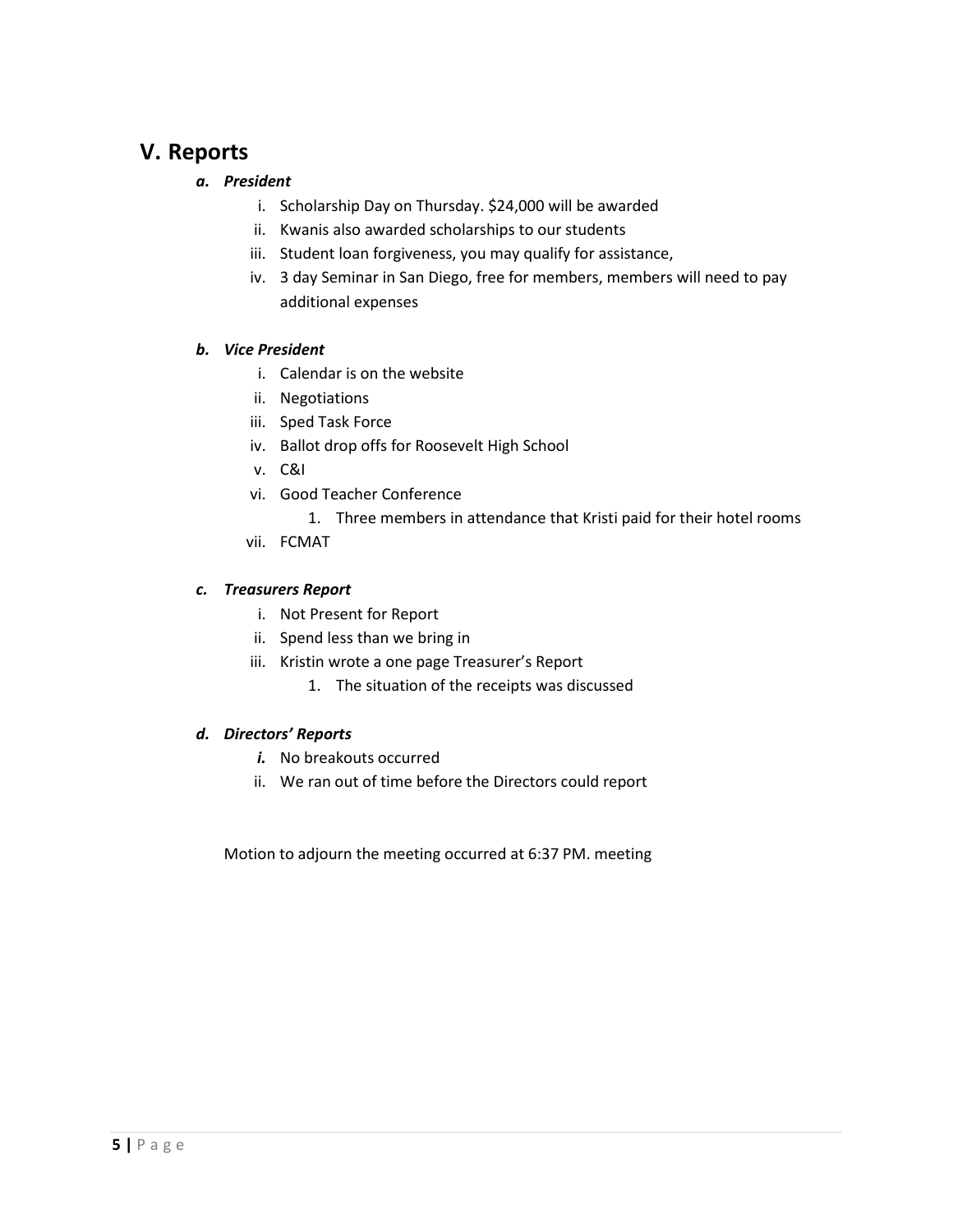## V. Reports

### *a. President*

i. Scholarship Day on Thursday. $24,000 will be awarded
ii. Kwanis also awarded scholarships to our students
iii. Student loan forgiveness, you may qualify for assistance,
iv. 3 day Seminar in San Diego, free for members, members will need to pay additional expenses

### *b. Vice President*

i. Calendar is on the website
ii. Negotiations
iii. Sped Task Force
iv. Ballot drop offs for Roosevelt High School
v. C&I
vi. Good Teacher Conference
    1. Three members in attendance that Kristi paid for their hotel rooms
vii. FCMAT

### *c. Treasurers Report*

i. Not Present for Report
ii. Spend less than we bring in
iii. Kristin wrote a one page Treasurer's Report
    1. The situation of the receipts was discussed

### *d. Directors' Reports*

***i.*** No breakouts occurred
ii. We ran out of time before the Directors could report

Motion to adjourn the meeting occurred at 6:37 PM. meeting